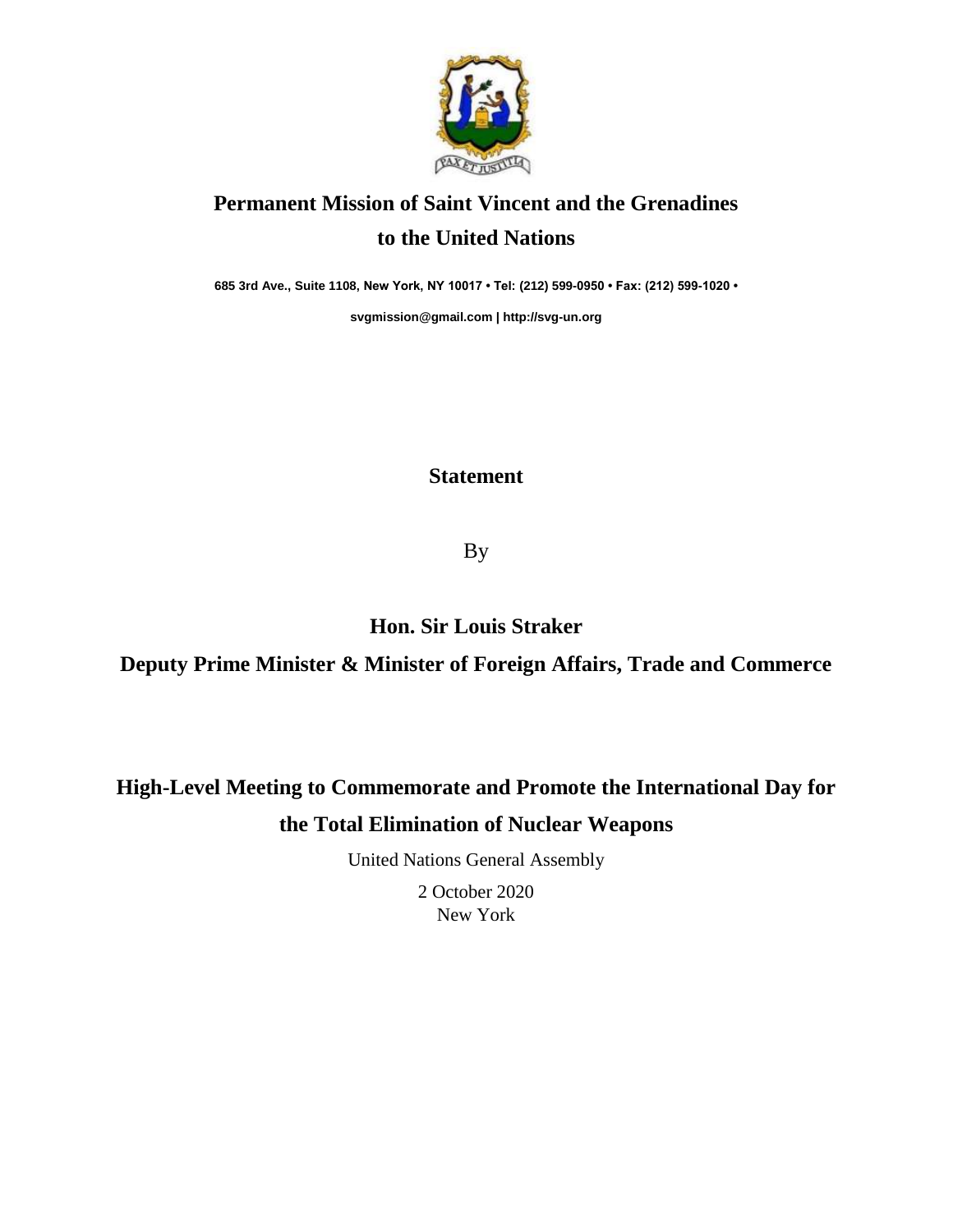# Permanent Mission of Saint Vincent and the Grenadines to the United Nations

**685 3rd Ave., Suite 1108, New York, NY 10017 • Tel: (212) 599-0950 • Fax: (212) 599-1020 •**

**svgmission@gmail.com | http://svg-un.org**

## Statement

By

**Hon. Sir Louis Straker**

**Deputy Prime Minister & Minister of Foreign Affairs, Trade and Commerce**

## High-Level Meeting to Commemorate and Promote the International Day for the Total Elimination of Nuclear Weapons

United Nations General Assembly

2 October 2020

New York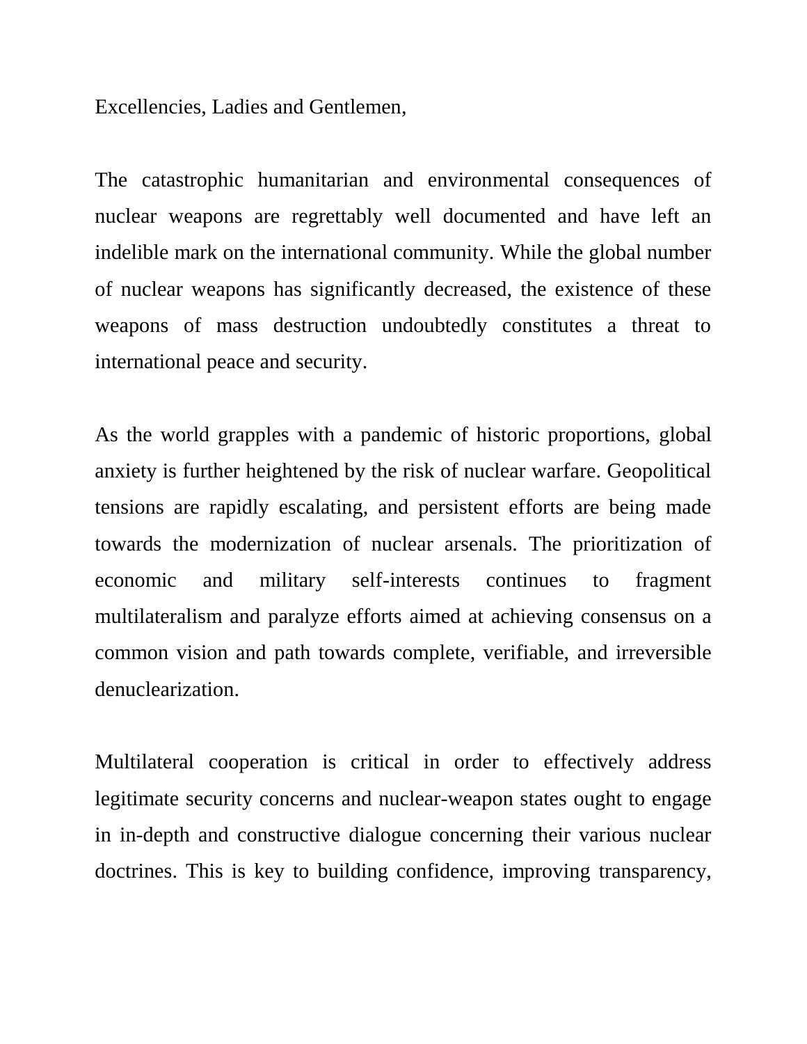Excellencies, Ladies and Gentlemen,

The catastrophic humanitarian and environmental consequences of nuclear weapons are regrettably well documented and have left an indelible mark on the international community. While the global number of nuclear weapons has significantly decreased, the existence of these weapons of mass destruction undoubtedly constitutes a threat to international peace and security.

As the world grapples with a pandemic of historic proportions, global anxiety is further heightened by the risk of nuclear warfare. Geopolitical tensions are rapidly escalating, and persistent efforts are being made towards the modernization of nuclear arsenals. The prioritization of economic and military self-interests continues to fragment multilateralism and paralyze efforts aimed at achieving consensus on a common vision and path towards complete, verifiable, and irreversible denuclearization.

Multilateral cooperation is critical in order to effectively address legitimate security concerns and nuclear-weapon states ought to engage in in-depth and constructive dialogue concerning their various nuclear doctrines. This is key to building confidence, improving transparency,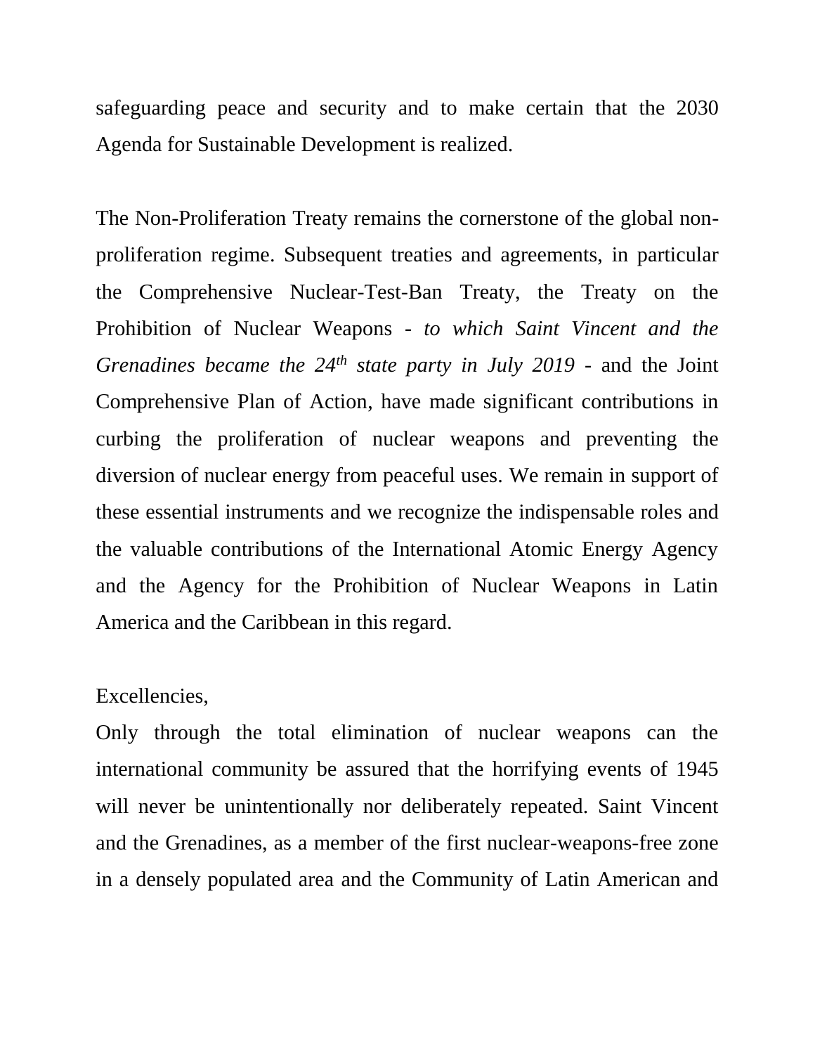safeguarding peace and security and to make certain that the 2030 Agenda for Sustainable Development is realized.

The Non-Proliferation Treaty remains the cornerstone of the global non-proliferation regime. Subsequent treaties and agreements, in particular the Comprehensive Nuclear-Test-Ban Treaty, the Treaty on the Prohibition of Nuclear Weapons - *to which Saint Vincent and the Grenadines became the 24th state party in July 2019* - and the Joint Comprehensive Plan of Action, have made significant contributions in curbing the proliferation of nuclear weapons and preventing the diversion of nuclear energy from peaceful uses. We remain in support of these essential instruments and we recognize the indispensable roles and the valuable contributions of the International Atomic Energy Agency and the Agency for the Prohibition of Nuclear Weapons in Latin America and the Caribbean in this regard.

Excellencies,

Only through the total elimination of nuclear weapons can the international community be assured that the horrifying events of 1945 will never be unintentionally nor deliberately repeated. Saint Vincent and the Grenadines, as a member of the first nuclear-weapons-free zone in a densely populated area and the Community of Latin American and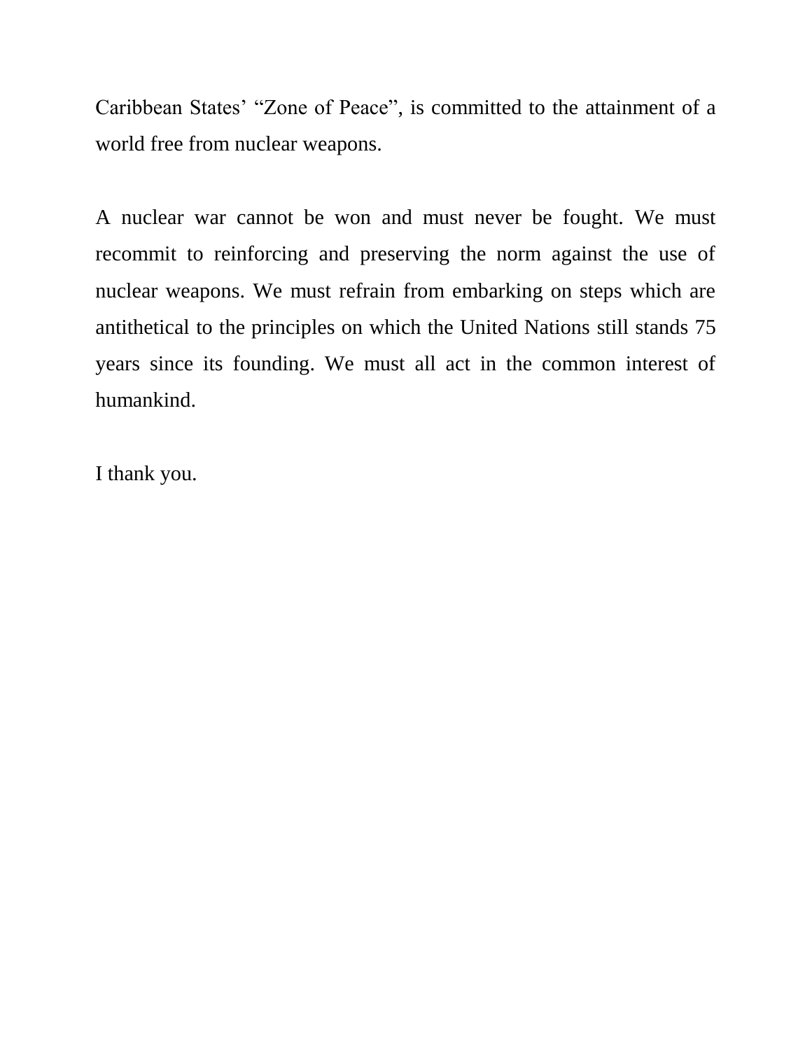Caribbean States' "Zone of Peace", is committed to the attainment of a world free from nuclear weapons.

A nuclear war cannot be won and must never be fought. We must recommit to reinforcing and preserving the norm against the use of nuclear weapons. We must refrain from embarking on steps which are antithetical to the principles on which the United Nations still stands 75 years since its founding. We must all act in the common interest of humankind.

I thank you.